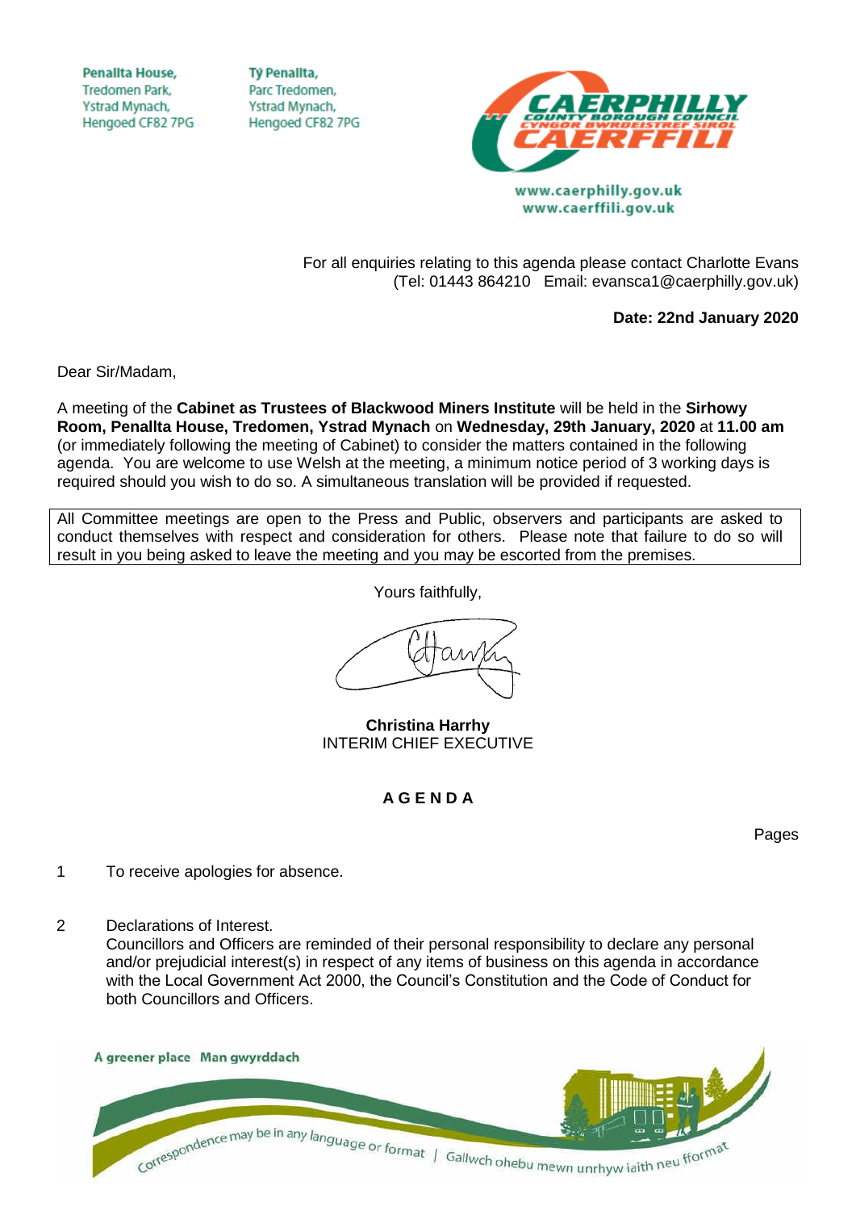Penallta House,
Tredomen Park,
Ystrad Mynach,
Hengoed CF82 7PG

Tŷ Penallta,
Parc Tredomen,
Ystrad Mynach,
Hengoed CF82 7PG

CAERPHILLY COUNTY BOROUGH COUNCIL
CYNGOR BWRDEISTREF SIROL CAERFFILI

www.caerphilly.gov.uk
www.caerffili.gov.uk

For all enquiries relating to this agenda please contact Charlotte Evans
(Tel: 01443 864210 Email: evansca1@caerphilly.gov.uk)

**Date: 22nd January 2020**

Dear Sir/Madam,

A meeting of the **Cabinet as Trustees of Blackwood Miners Institute** will be held in the **Sirhowy Room, Penallta House, Tredomen, Ystrad Mynach** on **Wednesday, 29th January, 2020** at **11.00 am** (or immediately following the meeting of Cabinet) to consider the matters contained in the following agenda. You are welcome to use Welsh at the meeting, a minimum notice period of 3 working days is required should you wish to do so. A simultaneous translation will be provided if requested.

All Committee meetings are open to the Press and Public, observers and participants are asked to conduct themselves with respect and consideration for others. Please note that failure to do so will result in you being asked to leave the meeting and you may be escorted from the premises.

Yours faithfully,

**Christina Harrhy**
INTERIM CHIEF EXECUTIVE

**A G E N D A**

Pages

1 To receive apologies for absence.

2 Declarations of Interest.
Councillors and Officers are reminded of their personal responsibility to declare any personal and/or prejudicial interest(s) in respect of any items of business on this agenda in accordance with the Local Government Act 2000, the Council's Constitution and the Code of Conduct for both Councillors and Officers.

A greener place Man gwyrddach

Correspondence may be in any language or format | Gallwch ohebu mewn unrhyw iaith neu fformat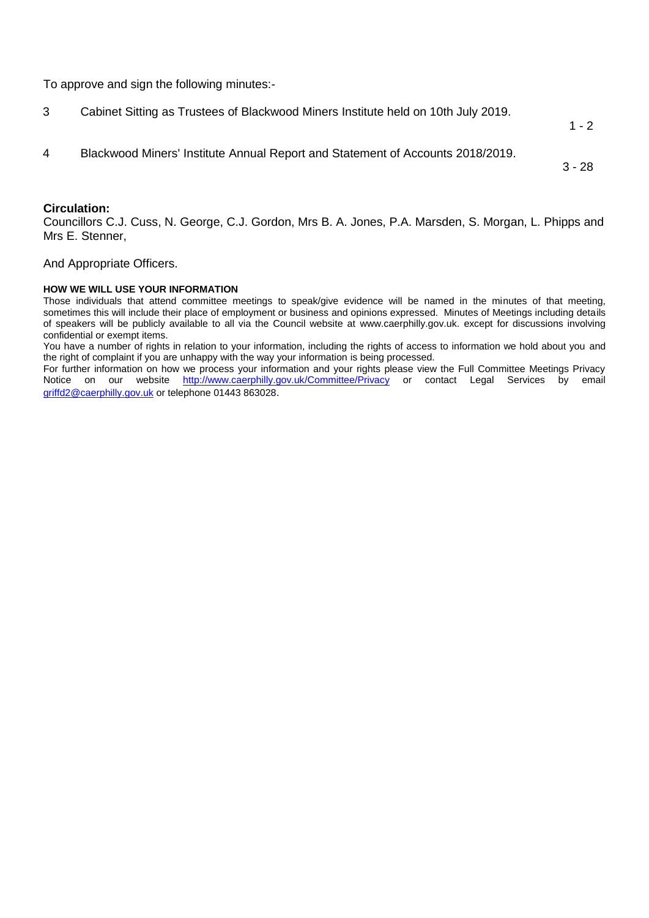To approve and sign the following minutes:-

| | | |
|---|---|---|
| 3 | Cabinet Sitting as Trustees of Blackwood Miners Institute held on 10th July 2019. | 1 - 2 |
| 4 | Blackwood Miners' Institute Annual Report and Statement of Accounts 2018/2019. | 3 - 28 |

**Circulation:**
Councillors C.J. Cuss, N. George, C.J. Gordon, Mrs B. A. Jones, P.A. Marsden, S. Morgan, L. Phipps and Mrs E. Stenner,

And Appropriate Officers.

**HOW WE WILL USE YOUR INFORMATION**
Those individuals that attend committee meetings to speak/give evidence will be named in the minutes of that meeting, sometimes this will include their place of employment or business and opinions expressed. Minutes of Meetings including details of speakers will be publicly available to all via the Council website at www.caerphilly.gov.uk. except for discussions involving confidential or exempt items.
You have a number of rights in relation to your information, including the rights of access to information we hold about you and the right of complaint if you are unhappy with the way your information is being processed.
For further information on how we process your information and your rights please view the Full Committee Meetings Privacy Notice on our website http://www.caerphilly.gov.uk/Committee/Privacy or contact Legal Services by email griffd2@caerphilly.gov.uk or telephone 01443 863028.